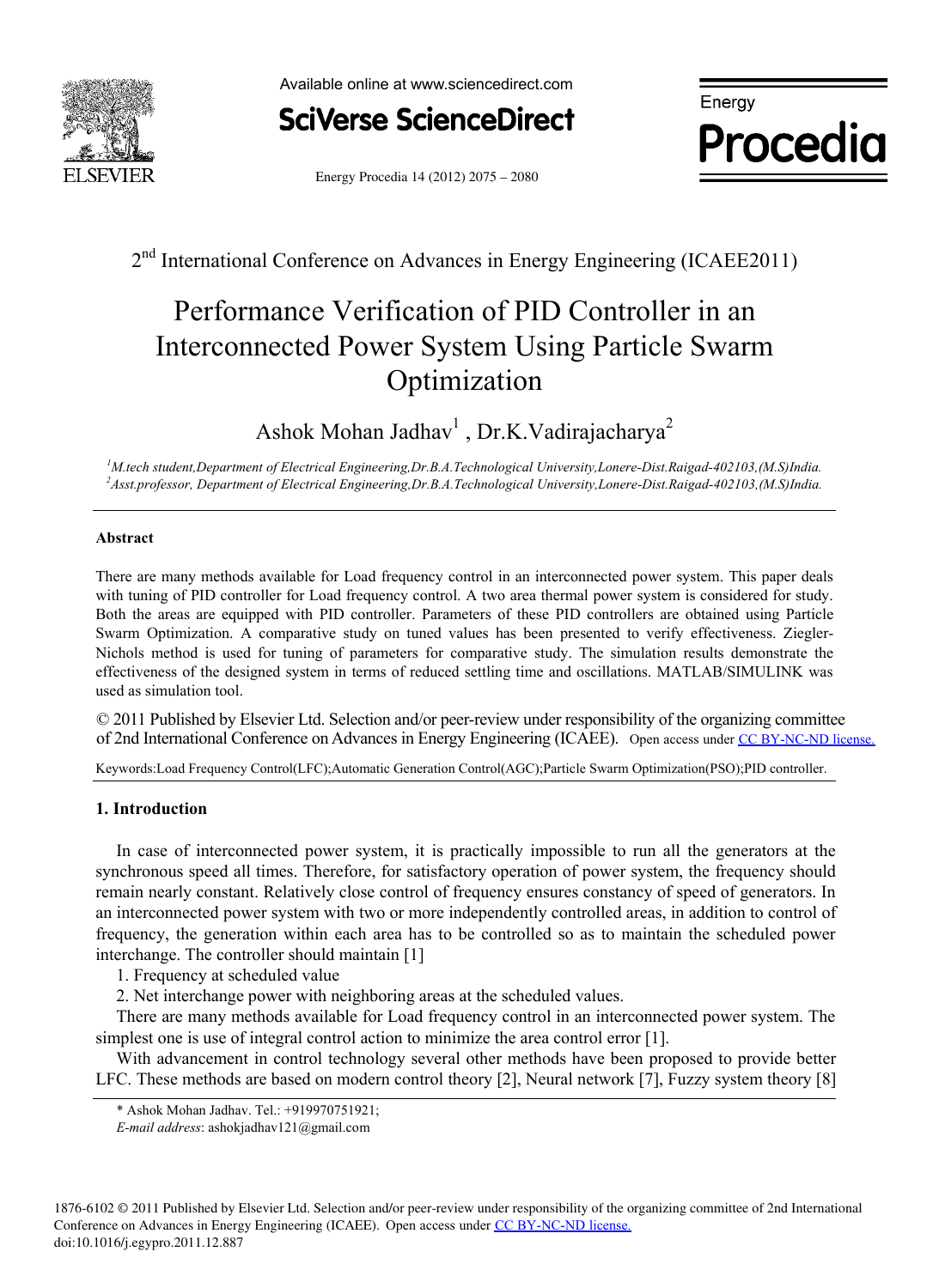2nd International Conference on Advances in Energy Engineering (ICAEE2011)

# Performance Verification of PID Controller in an Interconnected Power System Using Particle Swarm Optimization

Ashok Mohan Jadhav[1] , Dr.K.Vadirajacharya[2]

[1]M.tech student,Department of Electrical Engineering,Dr.B.A.Technological University,Lonere-Dist.Raigad-402103,(M.S)India.
[2]Asst.professor, Department of Electrical Engineering,Dr.B.A.Technological University,Lonere-Dist.Raigad-402103,(M.S)India.

---

### Abstract

There are many methods available for Load frequency control in an interconnected power system. This paper deals with tuning of PID controller for Load frequency control. A two area thermal power system is considered for study. Both the areas are equipped with PID controller. Parameters of these PID controllers are obtained using Particle Swarm Optimization. A comparative study on tuned values has been presented to verify effectiveness. Ziegler-Nichols method is used for tuning of parameters for comparative study. The simulation results demonstrate the effectiveness of the designed system in terms of reduced settling time and oscillations. MATLAB/SIMULINK was used as simulation tool.

© 2011 Published by Elsevier Ltd. Selection and/or peer-review under responsibility of the organizing committee of 2nd International Conference on Advances in Energy Engineering (ICAEE). Open access under CC BY-NC-ND license.

Keywords:Load Frequency Control(LFC);Automatic Generation Control(AGC);Particle Swarm Optimization(PSO);PID controller.

---

## 1. Introduction

In case of interconnected power system, it is practically impossible to run all the generators at the synchronous speed all times. Therefore, for satisfactory operation of power system, the frequency should remain nearly constant. Relatively close control of frequency ensures constancy of speed of generators. In an interconnected power system with two or more independently controlled areas, in addition to control of frequency, the generation within each area has to be controlled so as to maintain the scheduled power interchange. The controller should maintain [1]

1. Frequency at scheduled value
2. Net interchange power with neighboring areas at the scheduled values.

There are many methods available for Load frequency control in an interconnected power system. The simplest one is use of integral control action to minimize the area control error [1].

With advancement in control technology several other methods have been proposed to provide better LFC. These methods are based on modern control theory [2], Neural network [7], Fuzzy system theory [8]

---

\* Ashok Mohan Jadhav. Tel.: +919970751921;
*E-mail address*: ashokjadhav121@gmail.com

1876-6102 © 2011 Published by Elsevier Ltd. Selection and/or peer-review under responsibility of the organizing committee of 2nd International Conference on Advances in Energy Engineering (ICAEE). Open access under CC BY-NC-ND license.
doi:10.1016/j.egypro.2011.12.887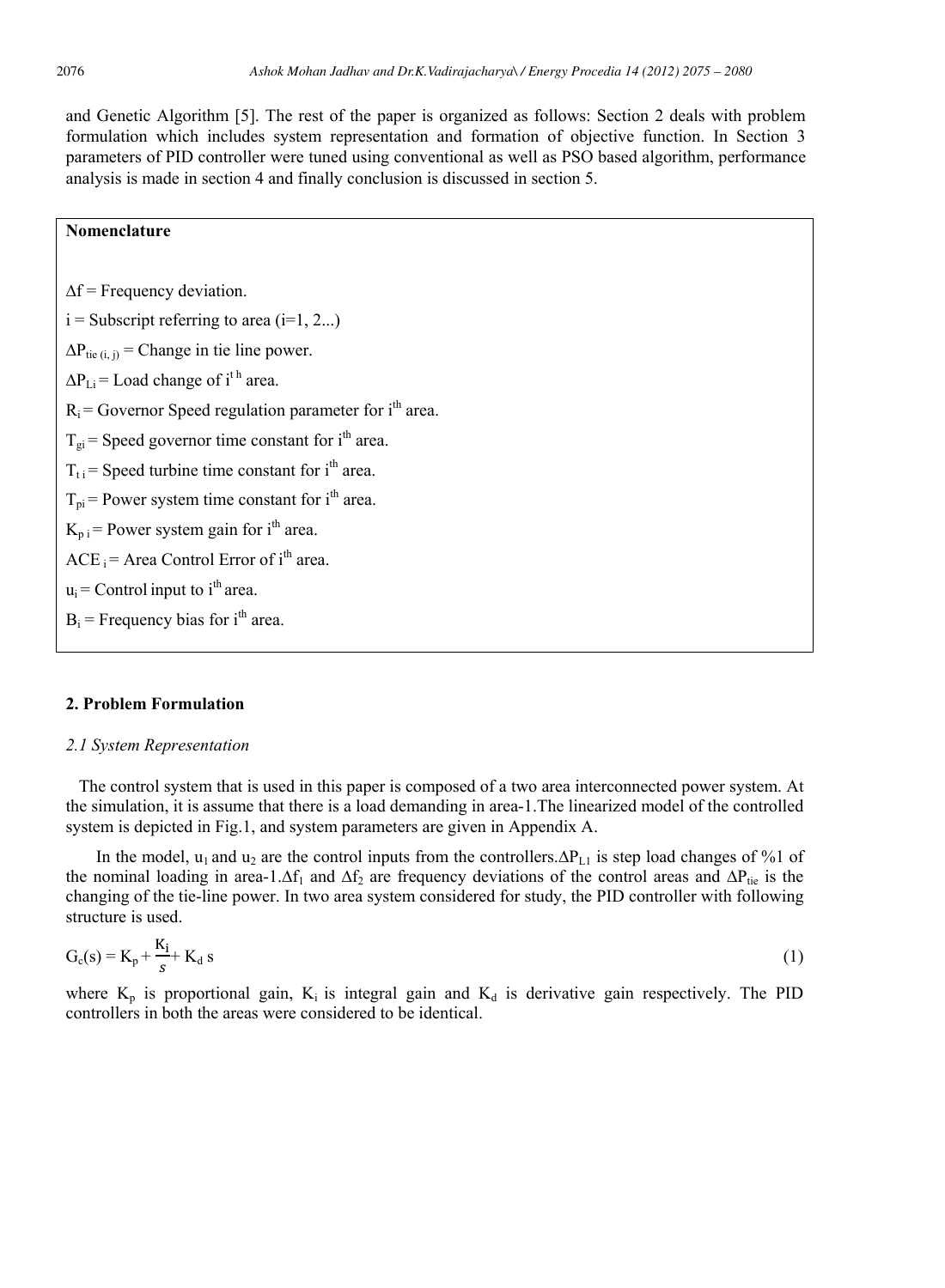and Genetic Algorithm [5]. The rest of the paper is organized as follows: Section 2 deals with problem formulation which includes system representation and formation of objective function. In Section 3 parameters of PID controller were tuned using conventional as well as PSO based algorithm, performance analysis is made in section 4 and finally conclusion is discussed in section 5.

**Nomenclature**

$\Delta f$ = Frequency deviation.

$i$ = Subscript referring to area (i=1, 2...)

$\Delta P_{tie\,(i,\,j)}$ = Change in tie line power.

$\Delta P_{Li}$ = Load change of $i^{th}$ area.

$R_i$ = Governor Speed regulation parameter for $i^{th}$ area.

$T_{gi}$ = Speed governor time constant for $i^{th}$ area.

$T_{t\,i}$ = Speed turbine time constant for $i^{th}$ area.

$T_{pi}$ = Power system time constant for $i^{th}$ area.

$K_{p\,i}$ = Power system gain for $i^{th}$ area.

$ACE_i$ = Area Control Error of $i^{th}$ area.

$u_i$ = Control input to $i^{th}$ area.

$B_i$ = Frequency bias for $i^{th}$ area.

## 2. Problem Formulation

### *2.1 System Representation*

The control system that is used in this paper is composed of a two area interconnected power system. At the simulation, it is assume that there is a load demanding in area-1.The linearized model of the controlled system is depicted in Fig.1, and system parameters are given in Appendix A.

In the model, $u_1$ and $u_2$ are the control inputs from the controllers.$\Delta P_{L1}$ is step load changes of %1 of the nominal loading in area-1.$\Delta f_1$ and $\Delta f_2$ are frequency deviations of the control areas and $\Delta P_{tie}$ is the changing of the tie-line power. In two area system considered for study, the PID controller with following structure is used.

$$G_c(s) = K_p + \frac{K_i}{s} + K_d\, s \tag{1}$$

where $K_p$ is proportional gain, $K_i$ is integral gain and $K_d$ is derivative gain respectively. The PID controllers in both the areas were considered to be identical.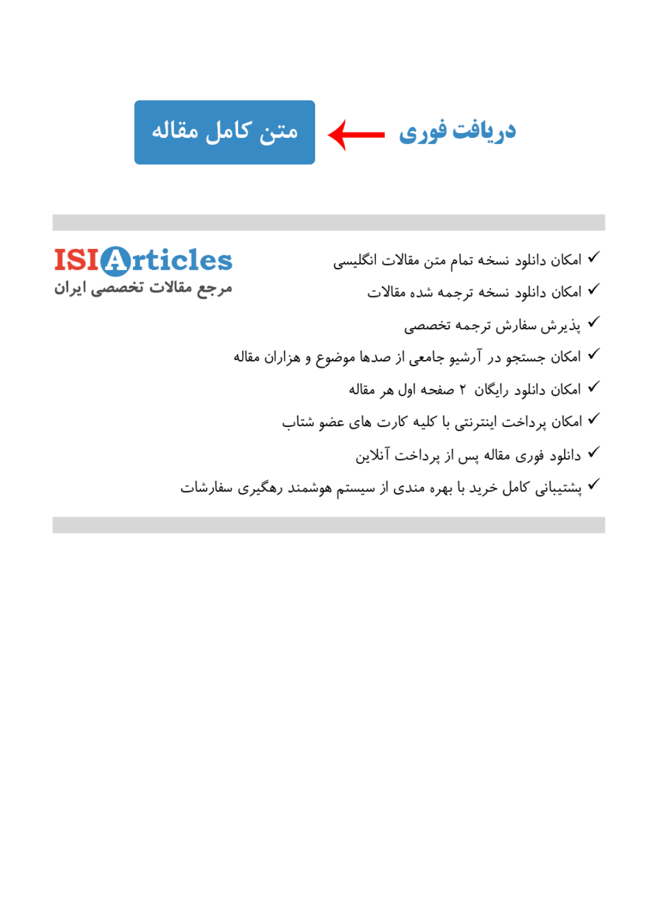دریافت فوری ← متن کامل مقاله

**ISIArticles**
مرجع مقالات تخصصی ایران

- ✓ امکان دانلود نسخه تمام متن مقالات انگلیسی
- ✓ امکان دانلود نسخه ترجمه شده مقالات
- ✓ پذیرش سفارش ترجمه تخصصی
- ✓ امکان جستجو در آرشیو جامعی از صدها موضوع و هزاران مقاله
- ✓ امکان دانلود رایگان ۲ صفحه اول هر مقاله
- ✓ امکان پرداخت اینترنتی با کلیه کارت های عضو شتاب
- ✓ دانلود فوری مقاله پس از پرداخت آنلاین
- ✓ پشتیبانی کامل خرید با بهره مندی از سیستم هوشمند رهگیری سفارشات